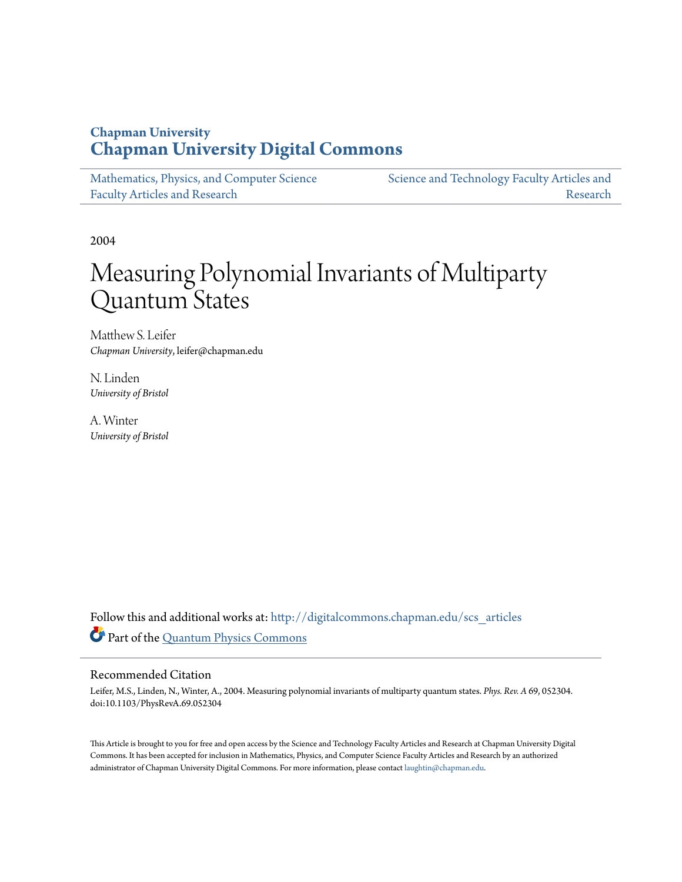**Chapman University**

# Chapman University Digital Commons

Mathematics, Physics, and Computer Science Faculty Articles and Research

Science and Technology Faculty Articles and Research

2004

# Measuring Polynomial Invariants of Multiparty Quantum States

Matthew S. Leifer
*Chapman University*, leifer@chapman.edu

N. Linden
*University of Bristol*

A. Winter
*University of Bristol*

Follow this and additional works at: http://digitalcommons.chapman.edu/scs_articles

Part of the Quantum Physics Commons

## Recommended Citation

Leifer, M.S., Linden, N., Winter, A., 2004. Measuring polynomial invariants of multiparty quantum states. *Phys. Rev. A* 69, 052304. doi:10.1103/PhysRevA.69.052304

This Article is brought to you for free and open access by the Science and Technology Faculty Articles and Research at Chapman University Digital Commons. It has been accepted for inclusion in Mathematics, Physics, and Computer Science Faculty Articles and Research by an authorized administrator of Chapman University Digital Commons. For more information, please contact laughtin@chapman.edu.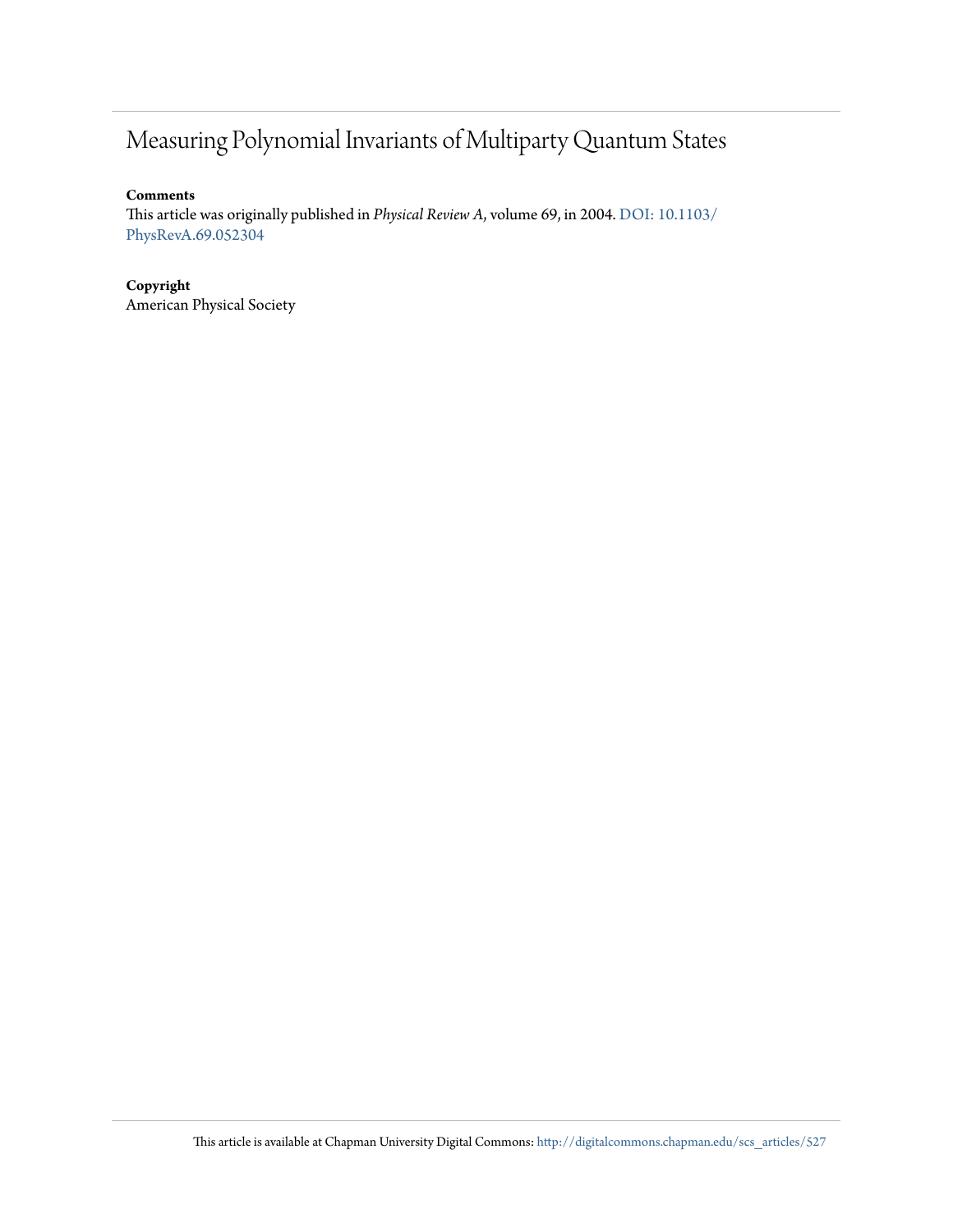# Measuring Polynomial Invariants of Multiparty Quantum States

**Comments**

This article was originally published in *Physical Review A*, volume 69, in 2004. DOI: 10.1103/PhysRevA.69.052304

**Copyright**

American Physical Society

This article is available at Chapman University Digital Commons: http://digitalcommons.chapman.edu/scs_articles/527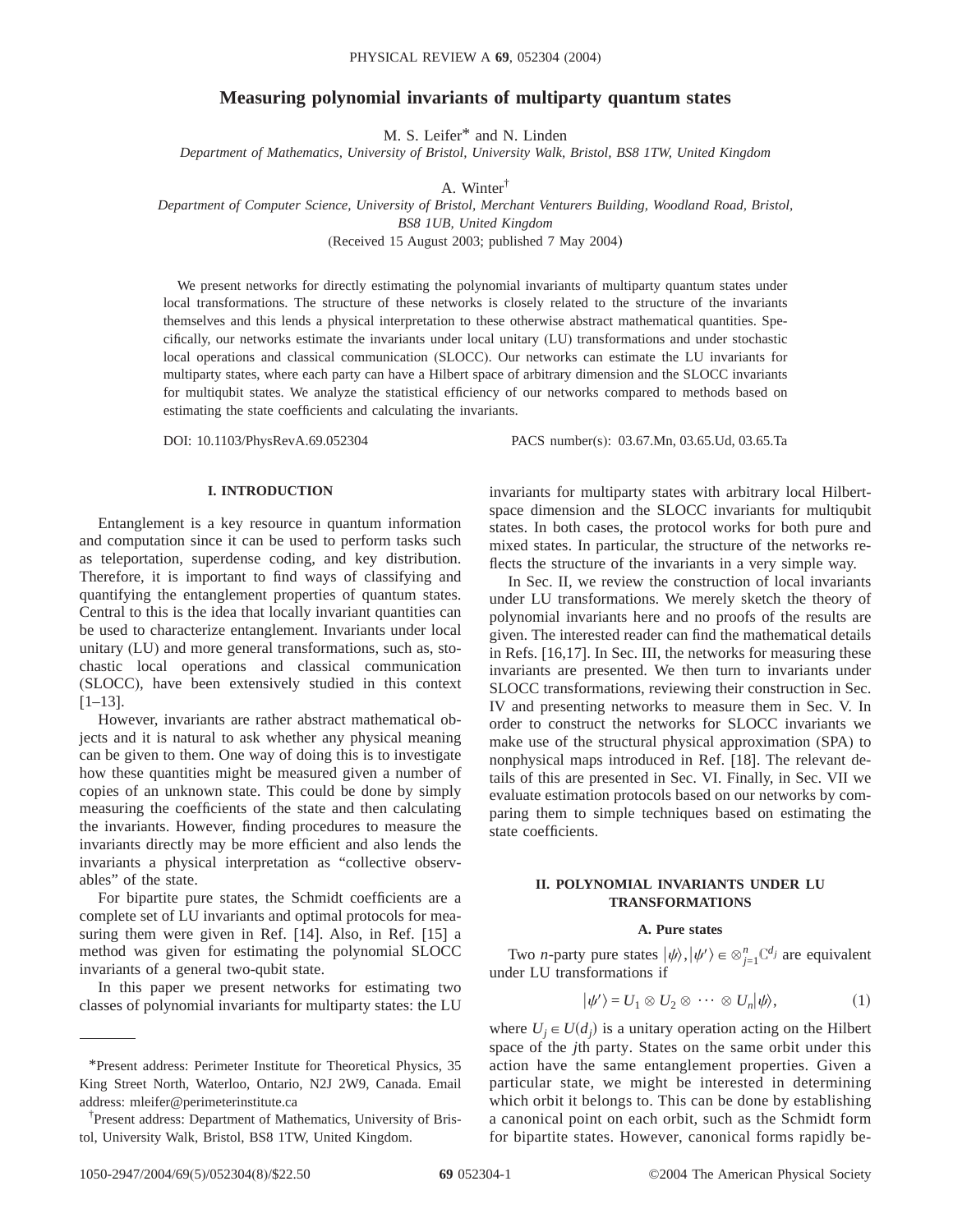# Measuring polynomial invariants of multiparty quantum states

M. S. Leifer* and N. Linden

*Department of Mathematics, University of Bristol, University Walk, Bristol, BS8 1TW, United Kingdom*

A. Winter[†]

*Department of Computer Science, University of Bristol, Merchant Venturers Building, Woodland Road, Bristol, BS8 1UB, United Kingdom*

(Received 15 August 2003; published 7 May 2004)

We present networks for directly estimating the polynomial invariants of multiparty quantum states under local transformations. The structure of these networks is closely related to the structure of the invariants themselves and this lends a physical interpretation to these otherwise abstract mathematical quantities. Specifically, our networks estimate the invariants under local unitary (LU) transformations and under stochastic local operations and classical communication (SLOCC). Our networks can estimate the LU invariants for multiparty states, where each party can have a Hilbert space of arbitrary dimension and the SLOCC invariants for multiqubit states. We analyze the statistical efficiency of our networks compared to methods based on estimating the state coefficients and calculating the invariants.

DOI: 10.1103/PhysRevA.69.052304 PACS number(s): 03.67.Mn, 03.65.Ud, 03.65.Ta

## I. INTRODUCTION

Entanglement is a key resource in quantum information and computation since it can be used to perform tasks such as teleportation, superdense coding, and key distribution. Therefore, it is important to find ways of classifying and quantifying the entanglement properties of quantum states. Central to this is the idea that locally invariant quantities can be used to characterize entanglement. Invariants under local unitary (LU) and more general transformations, such as, stochastic local operations and classical communication (SLOCC), have been extensively studied in this context [1–13].

However, invariants are rather abstract mathematical objects and it is natural to ask whether any physical meaning can be given to them. One way of doing this is to investigate how these quantities might be measured given a number of copies of an unknown state. This could be done by simply measuring the coefficients of the state and then calculating the invariants. However, finding procedures to measure the invariants directly may be more efficient and also lends the invariants a physical interpretation as "collective observables" of the state.

For bipartite pure states, the Schmidt coefficients are a complete set of LU invariants and optimal protocols for measuring them were given in Ref. [14]. Also, in Ref. [15] a method was given for estimating the polynomial SLOCC invariants of a general two-qubit state.

In this paper we present networks for estimating two classes of polynomial invariants for multiparty states: the LU invariants for multiparty states with arbitrary local Hilbert-space dimension and the SLOCC invariants for multiqubit states. In both cases, the protocol works for both pure and mixed states. In particular, the structure of the networks reflects the structure of the invariants in a very simple way.

In Sec. II, we review the construction of local invariants under LU transformations. We merely sketch the theory of polynomial invariants here and no proofs of the results are given. The interested reader can find the mathematical details in Refs. [16,17]. In Sec. III, the networks for measuring these invariants are presented. We then turn to invariants under SLOCC transformations, reviewing their construction in Sec. IV and presenting networks to measure them in Sec. V. In order to construct the networks for SLOCC invariants we make use of the structural physical approximation (SPA) to nonphysical maps introduced in Ref. [18]. The relevant details of this are presented in Sec. VI. Finally, in Sec. VII we evaluate estimation protocols based on our networks by comparing them to simple techniques based on estimating the state coefficients.

## II. POLYNOMIAL INVARIANTS UNDER LU TRANSFORMATIONS

### A. Pure states

Two $n$-party pure states $|\psi\rangle, |\psi'\rangle \in \otimes_{j=1}^{n} \mathbb{C}^{d_j}$ are equivalent under LU transformations if

$$|\psi'\rangle = U_1 \otimes U_2 \otimes \cdots \otimes U_n |\psi\rangle, \tag{1}$$

where $U_j \in U(d_j)$ is a unitary operation acting on the Hilbert space of the $j$th party. States on the same orbit under this action have the same entanglement properties. Given a particular state, we might be interested in determining which orbit it belongs to. This can be done by establishing a canonical point on each orbit, such as the Schmidt form for bipartite states. However, canonical forms rapidly be-

*Present address: Perimeter Institute for Theoretical Physics, 35 King Street North, Waterloo, Ontario, N2J 2W9, Canada. Email address: mleifer@perimeterinstitute.ca

[†]Present address: Department of Mathematics, University of Bristol, University Walk, Bristol, BS8 1TW, United Kingdom.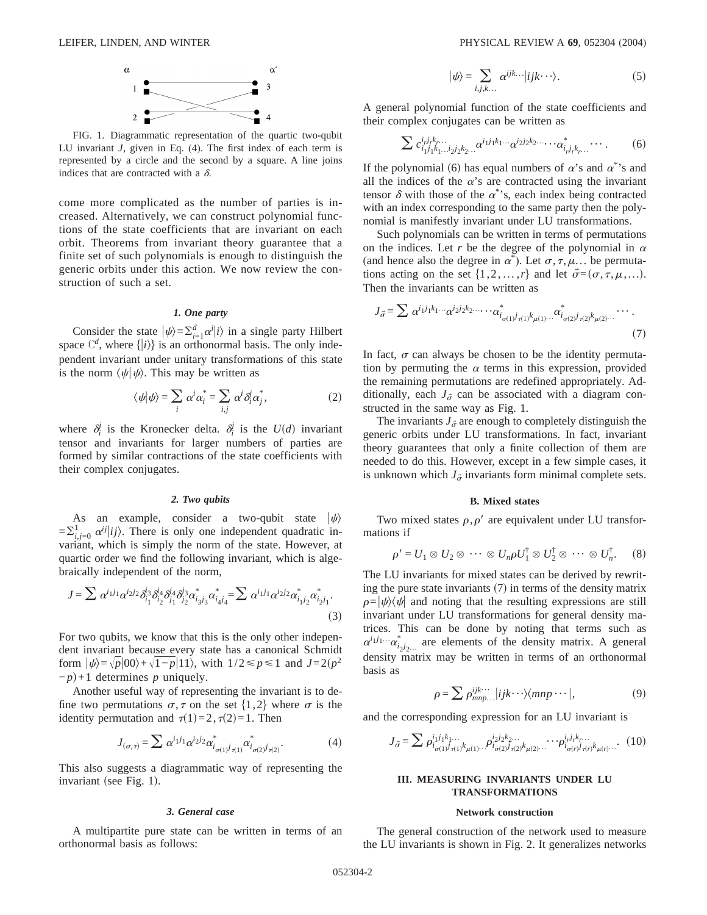FIG. 1. Diagrammatic representation of the quartic two-qubit LU invariant $J$, given in Eq. (4). The first index of each term is represented by a circle and the second by a square. A line joins indices that are contracted with a $\delta$.

come more complicated as the number of parties is increased. Alternatively, we can construct polynomial functions of the state coefficients that are invariant on each orbit. Theorems from invariant theory guarantee that a finite set of such polynomials is enough to distinguish the generic orbits under this action. We now review the construction of such a set.

#### *1. One party*

Consider the state $|\psi\rangle=\sum_{i=1}^{d}\alpha^i|i\rangle$ in a single party Hilbert space $\mathbb{C}^d$, where $\{|i\rangle\}$ is an orthonormal basis. The only independent invariant under unitary transformations of this state is the norm $\langle\psi|\psi\rangle$. This may be written as

$$\langle\psi|\psi\rangle = \sum_i \alpha^i\alpha_i^* = \sum_{i,j}\alpha^i\delta_i^j\alpha_j^*, \tag{2}$$

where $\delta_i^j$ is the Kronecker delta. $\delta_i^j$ is the $U(d)$ invariant tensor and invariants for larger numbers of parties are formed by similar contractions of the state coefficients with their complex conjugates.

#### *2. Two qubits*

As an example, consider a two-qubit state $|\psi\rangle=\sum_{i,j=0}^{1}\alpha^{ij}|ij\rangle$. There is only one independent quadratic invariant, which is simply the norm of the state. However, at quartic order we find the following invariant, which is algebraically independent of the norm,

$$J=\sum \alpha^{i_1j_1}\alpha^{i_2j_2}\delta_{i_1}^{i_3}\delta_{i_2}^{i_4}\delta_{j_1}^{j_4}\delta_{j_2}^{j_3}\alpha_{i_3j_3}^*\alpha_{i_4j_4}^* = \sum \alpha^{i_1j_1}\alpha^{i_2j_2}\alpha_{i_1j_2}^*\alpha_{i_2j_1}^*. \tag{3}$$

For two qubits, we know that this is the only other independent invariant because every state has a canonical Schmidt form $|\psi\rangle=\sqrt{p}|00\rangle+\sqrt{1-p}|11\rangle$, with $1/2\leq p\leq 1$ and $J=2(p^2-p)+1$ determines $p$ uniquely.

Another useful way of representing the invariant is to define two permutations $\sigma,\tau$ on the set $\{1,2\}$ where $\sigma$ is the identity permutation and $\tau(1)=2,\tau(2)=1$. Then

$$J_{(\sigma,\tau)}=\sum \alpha^{i_1j_1}\alpha^{i_2j_2}\alpha_{i_{\sigma(1)}j_{\tau(1)}}^*\alpha_{i_{\sigma(2)}j_{\tau(2)}}^*. \tag{4}$$

This also suggests a diagrammatic way of representing the invariant (see Fig. 1).

#### *3. General case*

A multipartite pure state can be written in terms of an orthonormal basis as follows:

$$|\psi\rangle=\sum_{i,j,k\ldots}\alpha^{ijk\cdots}|ijk\cdots\rangle. \tag{5}$$

A general polynomial function of the state coefficients and their complex conjugates can be written as

$$\sum c_{i_1j_1k_1\ldots i_2j_2k_2\ldots}^{i_rj_rk_r\ldots}\alpha^{i_1j_1k_1\cdots}\alpha^{i_2j_2k_2\cdots}\cdots\alpha_{i_rj_rk_r\ldots}^*\cdots. \tag{6}$$

If the polynomial (6) has equal numbers of $\alpha$'s and $\alpha^*$'s and all the indices of the $\alpha$'s are contracted using the invariant tensor $\delta$ with those of the $\alpha^*$'s, each index being contracted with an index corresponding to the same party then the polynomial is manifestly invariant under LU transformations.

Such polynomials can be written in terms of permutations on the indices. Let $r$ be the degree of the polynomial in $\alpha$ (and hence also the degree in $\alpha^*$). Let $\sigma,\tau,\mu\ldots$ be permutations acting on the set $\{1,2,\ldots,r\}$ and let $\vec{\sigma}=(\sigma,\tau,\mu,\ldots)$. Then the invariants can be written as

$$J_{\vec{\sigma}}=\sum \alpha^{i_1j_1k_1\cdots}\alpha^{i_2j_2k_2\cdots}\cdots\alpha_{i_{\sigma(1)}j_{\tau(1)}k_{\mu(1)}\cdots}^*\alpha_{i_{\sigma(2)}j_{\tau(2)}k_{\mu(2)}\cdots}^*\cdots. \tag{7}$$

In fact, $\sigma$ can always be chosen to be the identity permutation by permuting the $\alpha$ terms in this expression, provided the remaining permutations are redefined appropriately. Additionally, each $J_{\vec{\sigma}}$ can be associated with a diagram constructed in the same way as Fig. 1.

The invariants $J_{\vec{\sigma}}$ are enough to completely distinguish the generic orbits under LU transformations. In fact, invariant theory guarantees that only a finite collection of them are needed to do this. However, except in a few simple cases, it is unknown which $J_{\vec{\sigma}}$ invariants form minimal complete sets.

### B. Mixed states

Two mixed states $\rho,\rho'$ are equivalent under LU transformations if

$$\rho'=U_1\otimes U_2\otimes\cdots\otimes U_n\rho U_1^\dagger\otimes U_2^\dagger\otimes\cdots\otimes U_n^\dagger. \tag{8}$$

The LU invariants for mixed states can be derived by rewriting the pure state invariants (7) in terms of the density matrix $\rho=|\psi\rangle\langle\psi|$ and noting that the resulting expressions are still invariant under LU transformations for general density matrices. This can be done by noting that terms such as $\alpha^{i_1j_1\cdots}\alpha_{i_2j_2\ldots}^*$ are elements of the density matrix. A general density matrix may be written in terms of an orthonormal basis as

$$\rho=\sum \rho_{mnp\ldots}^{ijk\cdots}|ijk\cdots\rangle\langle mnp\cdots|, \tag{9}$$

and the corresponding expression for an LU invariant is

$$J_{\vec{\sigma}}=\sum \rho_{i_{\sigma(1)}j_{\tau(1)}k_{\mu(1)}\ldots}^{i_1j_1k_1\ldots}\rho_{i_{\sigma(2)}j_{\tau(2)}k_{\mu(2)}\ldots}^{i_2j_2k_2\ldots}\cdots\rho_{i_{\sigma(r)}j_{\tau(r)}k_{\mu(r)}\cdots}^{i_rj_rk_r\ldots}. \tag{10}$$

## III. MEASURING INVARIANTS UNDER LU TRANSFORMATIONS

### Network construction

The general construction of the network used to measure the LU invariants is shown in Fig. 2. It generalizes networks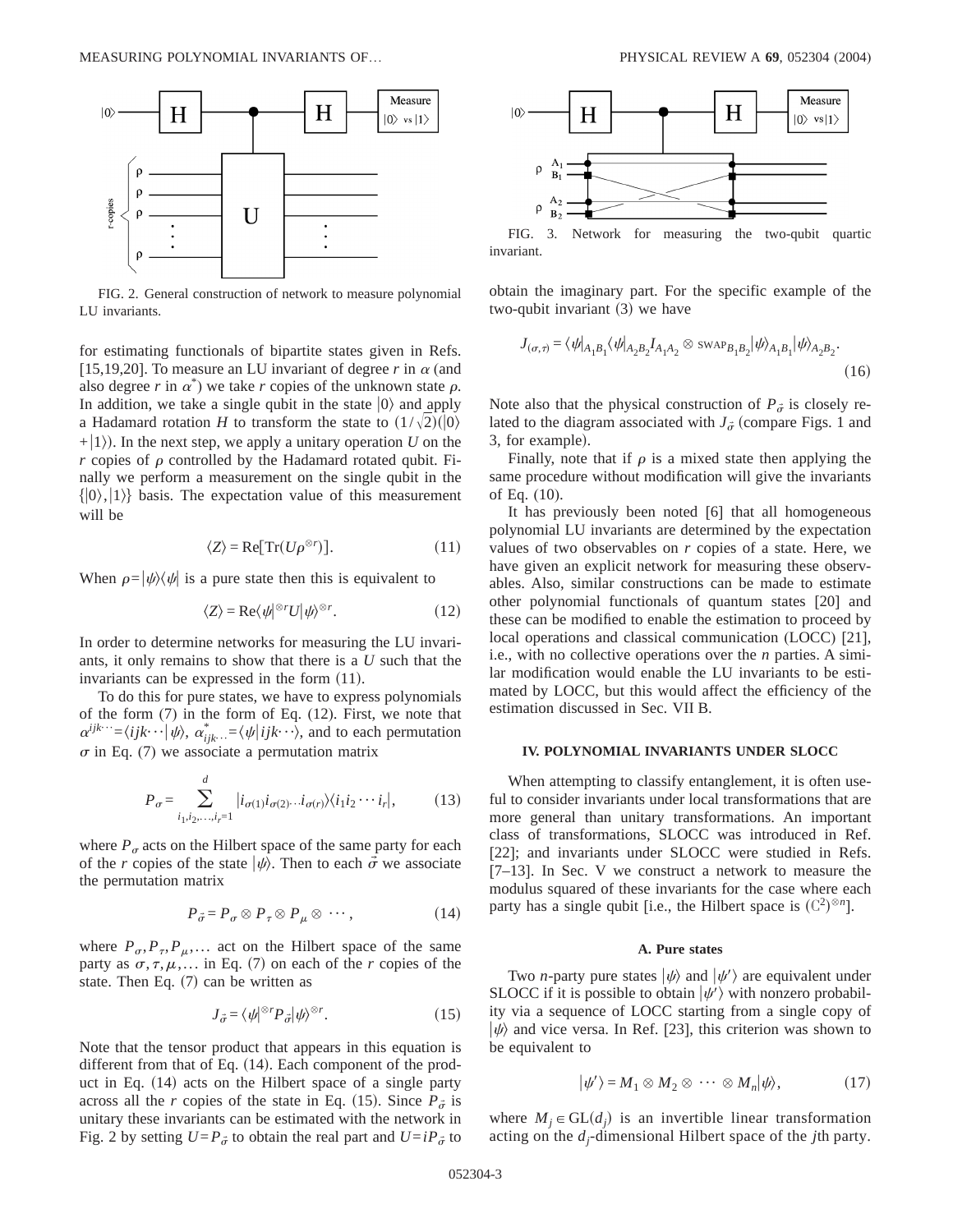FIG. 2. General construction of network to measure polynomial LU invariants.

for estimating functionals of bipartite states given in Refs. [15,19,20]. To measure an LU invariant of degree $r$ in $\alpha$ (and also degree $r$ in $\alpha^*$) we take $r$ copies of the unknown state $\rho$. In addition, we take a single qubit in the state $|0\rangle$ and apply a Hadamard rotation $H$ to transform the state to $(1/\sqrt{2})(|0\rangle + |1\rangle)$. In the next step, we apply a unitary operation $U$ on the $r$ copies of $\rho$ controlled by the Hadamard rotated qubit. Finally we perform a measurement on the single qubit in the $\{|0\rangle, |1\rangle\}$ basis. The expectation value of this measurement will be

$$\langle Z\rangle = \mathrm{Re}[\mathrm{Tr}(U\rho^{\otimes r})]. \tag{11}$$

When $\rho = |\psi\rangle\langle\psi|$ is a pure state then this is equivalent to

$$\langle Z\rangle = \mathrm{Re}\langle\psi|^{\otimes r}U|\psi\rangle^{\otimes r}. \tag{12}$$

In order to determine networks for measuring the LU invariants, it only remains to show that there is a $U$ such that the invariants can be expressed in the form (11).

To do this for pure states, we have to express polynomials of the form (7) in the form of Eq. (12). First, we note that $\alpha^{ijk\cdots} = \langle ijk\cdots|\psi\rangle$, $\alpha^*_{ijk\cdots} = \langle\psi|ijk\cdots\rangle$, and to each permutation $\sigma$ in Eq. (7) we associate a permutation matrix

$$P_\sigma = \sum_{i_1,i_2,\ldots,i_r=1}^{d} |i_{\sigma(1)}i_{\sigma(2)\cdots}i_{\sigma(r)}\rangle\langle i_1 i_2\cdots i_r|, \tag{13}$$

where $P_\sigma$ acts on the Hilbert space of the same party for each of the $r$ copies of the state $|\psi\rangle$. Then to each $\vec{\sigma}$ we associate the permutation matrix

$$P_{\vec{\sigma}} = P_\sigma \otimes P_\tau \otimes P_\mu \otimes \cdots, \tag{14}$$

where $P_\sigma, P_\tau, P_\mu, \ldots$ act on the Hilbert space of the same party as $\sigma, \tau, \mu, \ldots$ in Eq. (7) on each of the $r$ copies of the state. Then Eq. (7) can be written as

$$J_{\vec{\sigma}} = \langle\psi|^{\otimes r}P_{\vec{\sigma}}|\psi\rangle^{\otimes r}. \tag{15}$$

Note that the tensor product that appears in this equation is different from that of Eq. (14). Each component of the product in Eq. (14) acts on the Hilbert space of a single party across all the $r$ copies of the state in Eq. (15). Since $P_{\vec{\sigma}}$ is unitary these invariants can be estimated with the network in Fig. 2 by setting $U = P_{\vec{\sigma}}$ to obtain the real part and $U = iP_{\vec{\sigma}}$ to obtain the imaginary part. For the specific example of the two-qubit invariant (3) we have

FIG. 3. Network for measuring the two-qubit quartic invariant.

$$J_{(\sigma,\tau)} = \langle\psi|_{A_1B_1}\langle\psi|_{A_2B_2} I_{A_1A_2} \otimes \mathrm{SWAP}_{B_1B_2}|\psi\rangle_{A_1B_1}|\psi\rangle_{A_2B_2}. \tag{16}$$

Note also that the physical construction of $P_{\vec{\sigma}}$ is closely related to the diagram associated with $J_{\vec{\sigma}}$ (compare Figs. 1 and 3, for example).

Finally, note that if $\rho$ is a mixed state then applying the same procedure without modification will give the invariants of Eq. (10).

It has previously been noted [6] that all homogeneous polynomial LU invariants are determined by the expectation values of two observables on $r$ copies of a state. Here, we have given an explicit network for measuring these observables. Also, similar constructions can be made to estimate other polynomial functionals of quantum states [20] and these can be modified to enable the estimation to proceed by local operations and classical communication (LOCC) [21], i.e., with no collective operations over the $n$ parties. A similar modification would enable the LU invariants to be estimated by LOCC, but this would affect the efficiency of the estimation discussed in Sec. VII B.

## IV. POLYNOMIAL INVARIANTS UNDER SLOCC

When attempting to classify entanglement, it is often useful to consider invariants under local transformations that are more general than unitary transformations. An important class of transformations, SLOCC was introduced in Ref. [22]; and invariants under SLOCC were studied in Refs. [7–13]. In Sec. V we construct a network to measure the modulus squared of these invariants for the case where each party has a single qubit [i.e., the Hilbert space is $(\mathbb{C}^2)^{\otimes n}$].

### A. Pure states

Two $n$-party pure states $|\psi\rangle$ and $|\psi'\rangle$ are equivalent under SLOCC if it is possible to obtain $|\psi'\rangle$ with nonzero probability via a sequence of LOCC starting from a single copy of $|\psi\rangle$ and vice versa. In Ref. [23], this criterion was shown to be equivalent to

$$|\psi'\rangle = M_1 \otimes M_2 \otimes \cdots \otimes M_n|\psi\rangle, \tag{17}$$

where $M_j \in \mathrm{GL}(d_j)$ is an invertible linear transformation acting on the $d_j$-dimensional Hilbert space of the $j$th party.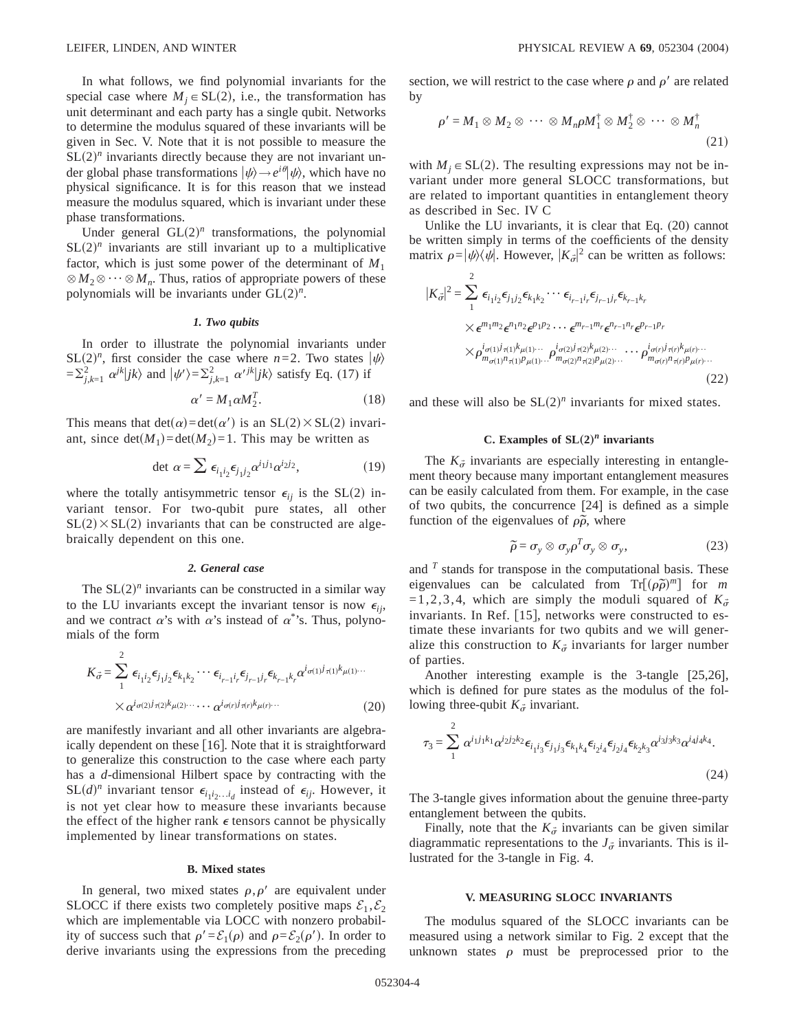In what follows, we find polynomial invariants for the special case where $M_j \in \mathrm{SL}(2)$, i.e., the transformation has unit determinant and each party has a single qubit. Networks to determine the modulus squared of these invariants will be given in Sec. V. Note that it is not possible to measure the $\mathrm{SL}(2)^n$ invariants directly because they are not invariant under global phase transformations $|\psi\rangle \to e^{i\theta}|\psi\rangle$, which have no physical significance. It is for this reason that we instead measure the modulus squared, which is invariant under these phase transformations.

Under general $\mathrm{GL}(2)^n$ transformations, the polynomial $\mathrm{SL}(2)^n$ invariants are still invariant up to a multiplicative factor, which is just some power of the determinant of $M_1 \otimes M_2 \otimes \cdots \otimes M_n$. Thus, ratios of appropriate powers of these polynomials will be invariants under $\mathrm{GL}(2)^n$.

#### *1. Two qubits*

In order to illustrate the polynomial invariants under $\mathrm{SL}(2)^n$, first consider the case where $n=2$. Two states $|\psi\rangle = \sum_{j,k=1}^{2} \alpha^{jk}|jk\rangle$ and $|\psi'\rangle = \sum_{j,k=1}^{2} \alpha'^{jk}|jk\rangle$ satisfy Eq. (17) if

$$\alpha' = M_1 \alpha M_2^T. \tag{18}$$

This means that $\det(\alpha) = \det(\alpha')$ is an $\mathrm{SL}(2)\times\mathrm{SL}(2)$ invariant, since $\det(M_1) = \det(M_2) = 1$. This may be written as

$$\det \alpha = \sum \epsilon_{i_1 i_2}\epsilon_{j_1 j_2}\alpha^{i_1 j_1}\alpha^{i_2 j_2}, \tag{19}$$

where the totally antisymmetric tensor $\epsilon_{ij}$ is the $\mathrm{SL}(2)$ invariant tensor. For two-qubit pure states, all other $\mathrm{SL}(2)\times\mathrm{SL}(2)$ invariants that can be constructed are algebraically dependent on this one.

#### *2. General case*

The $\mathrm{SL}(2)^n$ invariants can be constructed in a similar way to the LU invariants except the invariant tensor is now $\epsilon_{ij}$, and we contract $\alpha$'s with $\alpha$'s instead of $\alpha^*$'s. Thus, polynomials of the form

$$K_{\vec{\sigma}} = \sum_{1}^{2} \epsilon_{i_1 i_2}\epsilon_{j_1 j_2}\epsilon_{k_1 k_2}\cdots \epsilon_{i_{r-1} i_r}\epsilon_{j_{r-1} j_r}\epsilon_{k_{r-1} k_r}\alpha^{i_{\sigma(1)} j_{\pi(1)} k_{\mu(1)}\cdots} \times \alpha^{i_{\sigma(2)} j_{\pi(2)} k_{\mu(2)}\cdots}\cdots \alpha^{i_{\sigma(r)} j_{\pi(r)} k_{\mu(r)}\cdots} \tag{20}$$

are manifestly invariant and all other invariants are algebraically dependent on these [16]. Note that it is straightforward to generalize this construction to the case where each party has a $d$-dimensional Hilbert space by contracting with the $\mathrm{SL}(d)^n$ invariant tensor $\epsilon_{i_1 i_2 \ldots i_d}$ instead of $\epsilon_{ij}$. However, it is not yet clear how to measure these invariants because the effect of the higher rank $\epsilon$ tensors cannot be physically implemented by linear transformations on states.

### B. Mixed states

In general, two mixed states $\rho, \rho'$ are equivalent under SLOCC if there exists two completely positive maps $\mathcal{E}_1, \mathcal{E}_2$ which are implementable via LOCC with nonzero probability of success such that $\rho' = \mathcal{E}_1(\rho)$ and $\rho = \mathcal{E}_2(\rho')$. In order to derive invariants using the expressions from the preceding section, we will restrict to the case where $\rho$ and $\rho'$ are related by

$$\rho' = M_1 \otimes M_2 \otimes \cdots \otimes M_n \rho M_1^\dagger \otimes M_2^\dagger \otimes \cdots \otimes M_n^\dagger \tag{21}$$

with $M_j \in \mathrm{SL}(2)$. The resulting expressions may not be invariant under more general SLOCC transformations, but are related to important quantities in entanglement theory as described in Sec. IV C

Unlike the LU invariants, it is clear that Eq. (20) cannot be written simply in terms of the coefficients of the density matrix $\rho = |\psi\rangle\langle\psi|$. However, $|K_{\vec{\sigma}}|^2$ can be written as follows:

$$|K_{\vec{\sigma}}|^2 = \sum_{1}^{2} \epsilon_{i_1 i_2}\epsilon_{j_1 j_2}\epsilon_{k_1 k_2}\cdots \epsilon_{i_{r-1} i_r}\epsilon_{j_{r-1} j_r}\epsilon_{k_{r-1} k_r} \times \epsilon^{m_1 m_2}\epsilon^{n_1 n_2}\epsilon^{p_1 p_2}\cdots \epsilon^{m_{r-1} m_r}\epsilon^{n_{r-1} n_r}\epsilon^{p_{r-1} p_r} \times \rho^{i_{\sigma(1)} j_{\pi(1)} k_{\mu(1)}\cdots}_{m_{\sigma(1)} n_{\pi(1)} p_{\mu(1)}\cdots}\rho^{i_{\sigma(2)} j_{\pi(2)} k_{\mu(2)}\cdots}_{m_{\sigma(2)} n_{\pi(2)} p_{\mu(2)}\cdots}\cdots \rho^{i_{\sigma(r)} j_{\pi(r)} k_{\mu(r)}\cdots}_{m_{\sigma(r)} n_{\pi(r)} p_{\mu(r)}\cdots} \tag{22}$$

and these will also be $\mathrm{SL}(2)^n$ invariants for mixed states.

### C. Examples of $\mathrm{SL}(2)^n$ invariants

The $K_{\vec{\sigma}}$ invariants are especially interesting in entanglement theory because many important entanglement measures can be easily calculated from them. For example, in the case of two qubits, the concurrence [24] is defined as a simple function of the eigenvalues of $\rho\tilde{\rho}$, where

$$\tilde{\rho} = \sigma_y \otimes \sigma_y \rho^T \sigma_y \otimes \sigma_y, \tag{23}$$

and $^T$ stands for transpose in the computational basis. These eigenvalues can be calculated from $\mathrm{Tr}[(\rho\tilde{\rho})^m]$ for $m = 1,2,3,4$, which are simply the moduli squared of $K_{\vec{\sigma}}$ invariants. In Ref. [15], networks were constructed to estimate these invariants for two qubits and we will generalize this construction to $K_{\vec{\sigma}}$ invariants for larger number of parties.

Another interesting example is the 3-tangle [25,26], which is defined for pure states as the modulus of the following three-qubit $K_{\vec{\sigma}}$ invariant.

$$\tau_3 = \sum_{1}^{2} \alpha^{i_1 j_1 k_1}\alpha^{i_2 j_2 k_2}\epsilon_{i_1 i_3}\epsilon_{j_1 j_3}\epsilon_{k_1 k_4}\epsilon_{i_2 i_4}\epsilon_{j_2 j_4}\epsilon_{k_2 k_3}\alpha^{i_3 j_3 k_3}\alpha^{i_4 j_4 k_4}. \tag{24}$$

The 3-tangle gives information about the genuine three-party entanglement between the qubits.

Finally, note that the $K_{\vec{\sigma}}$ invariants can be given similar diagrammatic representations to the $J_{\vec{\sigma}}$ invariants. This is illustrated for the 3-tangle in Fig. 4.

## V. MEASURING SLOCC INVARIANTS

The modulus squared of the SLOCC invariants can be measured using a network similar to Fig. 2 except that the unknown states $\rho$ must be preprocessed prior to the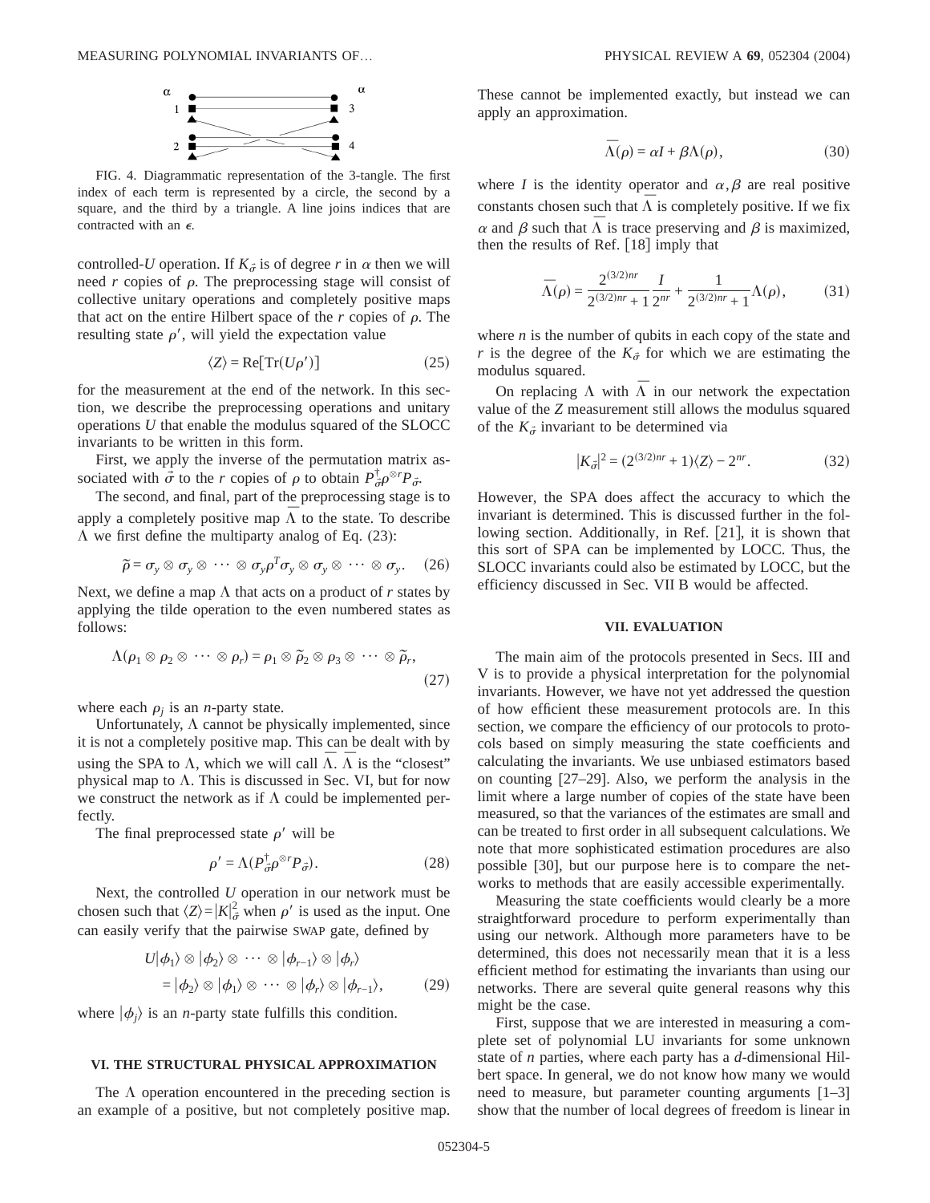FIG. 4. Diagrammatic representation of the 3-tangle. The first index of each term is represented by a circle, the second by a square, and the third by a triangle. A line joins indices that are contracted with an $\epsilon$.

controlled-$U$ operation. If $K_{\vec{\sigma}}$ is of degree $r$ in $\alpha$ then we will need $r$ copies of $\rho$. The preprocessing stage will consist of collective unitary operations and completely positive maps that act on the entire Hilbert space of the $r$ copies of $\rho$. The resulting state $\rho'$, will yield the expectation value

$$\langle Z\rangle = \mathrm{Re}[\mathrm{Tr}(U\rho')] \tag{25}$$

for the measurement at the end of the network. In this section, we describe the preprocessing operations and unitary operations $U$ that enable the modulus squared of the SLOCC invariants to be written in this form.

First, we apply the inverse of the permutation matrix associated with $\vec{\sigma}$ to the $r$ copies of $\rho$ to obtain $P^{\dagger}_{\vec{\sigma}}\rho^{\otimes r}P_{\vec{\sigma}}$.

The second, and final, part of the preprocessing stage is to apply a completely positive map $\bar{\Lambda}$ to the state. To describe $\Lambda$ we first define the multiparty analog of Eq. (23):

$$\tilde{\rho} = \sigma_y \otimes \sigma_y \otimes \cdots \otimes \sigma_y \rho^T \sigma_y \otimes \sigma_y \otimes \cdots \otimes \sigma_y. \tag{26}$$

Next, we define a map $\Lambda$ that acts on a product of $r$ states by applying the tilde operation to the even numbered states as follows:

$$\Lambda(\rho_1 \otimes \rho_2 \otimes \cdots \otimes \rho_r) = \rho_1 \otimes \tilde{\rho}_2 \otimes \rho_3 \otimes \cdots \otimes \tilde{\rho}_r, \tag{27}$$

where each $\rho_j$ is an $n$-party state.

Unfortunately, $\Lambda$ cannot be physically implemented, since it is not a completely positive map. This can be dealt with by using the SPA to $\Lambda$, which we will call $\bar{\Lambda}$. $\bar{\Lambda}$ is the "closest" physical map to $\Lambda$. This is discussed in Sec. VI, but for now we construct the network as if $\Lambda$ could be implemented perfectly.

The final preprocessed state $\rho'$ will be

$$\rho' = \Lambda(P^{\dagger}_{\vec{\sigma}}\rho^{\otimes r}P_{\vec{\sigma}}). \tag{28}$$

Next, the controlled $U$ operation in our network must be chosen such that $\langle Z\rangle = |K|^2_{\vec{\sigma}}$ when $\rho'$ is used as the input. One can easily verify that the pairwise SWAP gate, defined by

$$\begin{aligned} U|\phi_1\rangle \otimes |\phi_2\rangle \otimes \cdots \otimes |\phi_{r-1}\rangle \otimes |\phi_r\rangle \\ = |\phi_2\rangle \otimes |\phi_1\rangle \otimes \cdots \otimes |\phi_r\rangle \otimes |\phi_{r-1}\rangle, \end{aligned} \tag{29}$$

where $|\phi_j\rangle$ is an $n$-party state fulfills this condition.

## VI. THE STRUCTURAL PHYSICAL APPROXIMATION

The $\Lambda$ operation encountered in the preceding section is an example of a positive, but not completely positive map. These cannot be implemented exactly, but instead we can apply an approximation.

$$\bar{\Lambda}(\rho) = \alpha I + \beta\Lambda(\rho), \tag{30}$$

where $I$ is the identity operator and $\alpha, \beta$ are real positive constants chosen such that $\bar{\Lambda}$ is completely positive. If we fix $\alpha$ and $\beta$ such that $\bar{\Lambda}$ is trace preserving and $\beta$ is maximized, then the results of Ref. [18] imply that

$$\bar{\Lambda}(\rho) = \frac{2^{(3/2)nr}}{2^{(3/2)nr}+1}\frac{I}{2^{nr}} + \frac{1}{2^{(3/2)nr}+1}\Lambda(\rho), \tag{31}$$

where $n$ is the number of qubits in each copy of the state and $r$ is the degree of the $K_{\vec{\sigma}}$ for which we are estimating the modulus squared.

On replacing $\Lambda$ with $\bar{\Lambda}$ in our network the expectation value of the $Z$ measurement still allows the modulus squared of the $K_{\vec{\sigma}}$ invariant to be determined via

$$|K_{\vec{\sigma}}|^2 = (2^{(3/2)nr}+1)\langle Z\rangle - 2^{nr}. \tag{32}$$

However, the SPA does affect the accuracy to which the invariant is determined. This is discussed further in the following section. Additionally, in Ref. [21], it is shown that this sort of SPA can be implemented by LOCC. Thus, the SLOCC invariants could also be estimated by LOCC, but the efficiency discussed in Sec. VII B would be affected.

## VII. EVALUATION

The main aim of the protocols presented in Secs. III and V is to provide a physical interpretation for the polynomial invariants. However, we have not yet addressed the question of how efficient these measurement protocols are. In this section, we compare the efficiency of our protocols to protocols based on simply measuring the state coefficients and calculating the invariants. We use unbiased estimators based on counting [27–29]. Also, we perform the analysis in the limit where a large number of copies of the state have been measured, so that the variances of the estimates are small and can be treated to first order in all subsequent calculations. We note that more sophisticated estimation procedures are also possible [30], but our purpose here is to compare the networks to methods that are easily accessible experimentally.

Measuring the state coefficients would clearly be a more straightforward procedure to perform experimentally than using our network. Although more parameters have to be determined, this does not necessarily mean that it is a less efficient method for estimating the invariants than using our networks. There are several quite general reasons why this might be the case.

First, suppose that we are interested in measuring a complete set of polynomial LU invariants for some unknown state of $n$ parties, where each party has a $d$-dimensional Hilbert space. In general, we do not know how many we would need to measure, but parameter counting arguments [1–3] show that the number of local degrees of freedom is linear in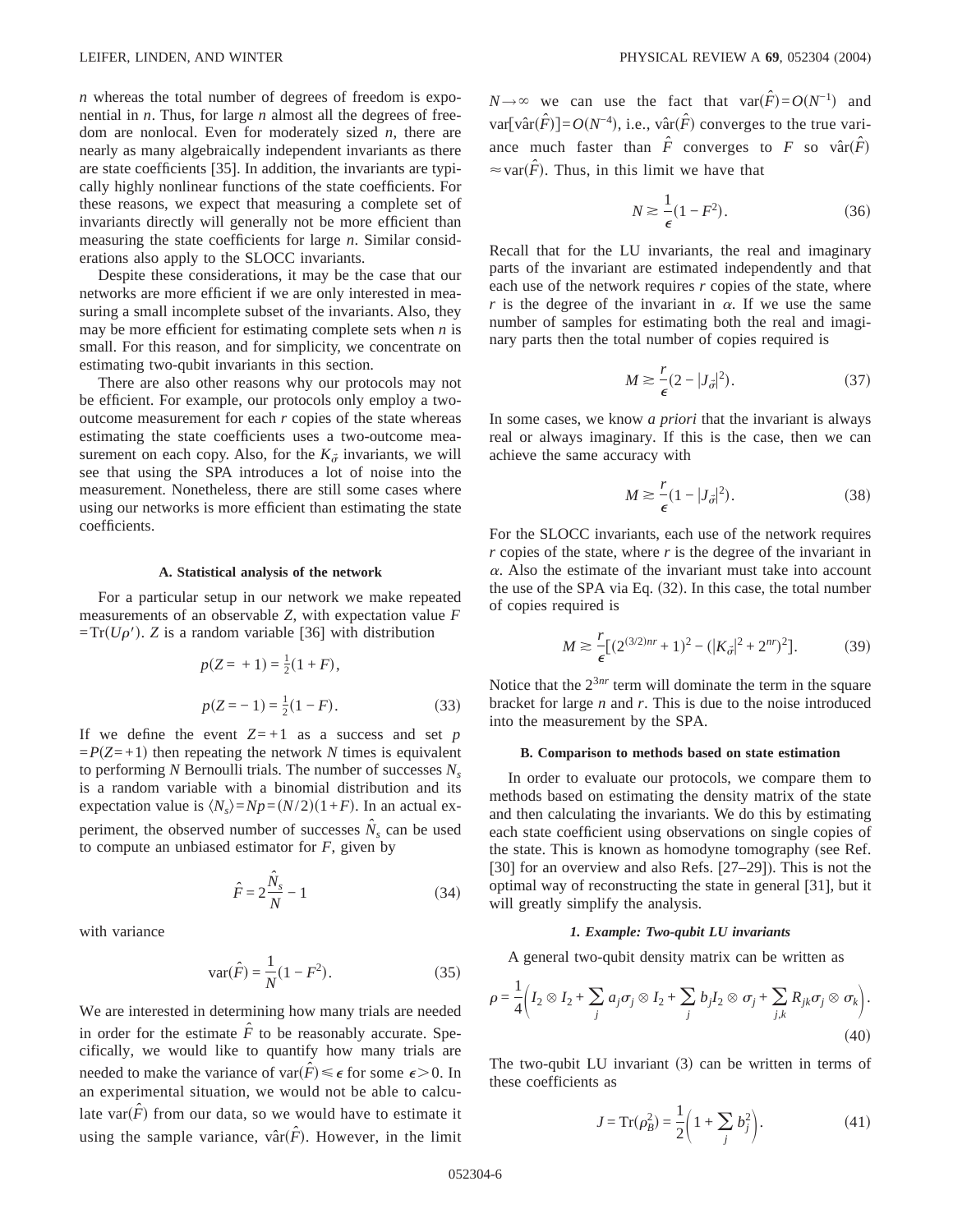$n$ whereas the total number of degrees of freedom is exponential in $n$. Thus, for large $n$ almost all the degrees of freedom are nonlocal. Even for moderately sized $n$, there are nearly as many algebraically independent invariants as there are state coefficients [35]. In addition, the invariants are typically highly nonlinear functions of the state coefficients. For these reasons, we expect that measuring a complete set of invariants directly will generally not be more efficient than measuring the state coefficients for large $n$. Similar considerations also apply to the SLOCC invariants.

Despite these considerations, it may be the case that our networks are more efficient if we are only interested in measuring a small incomplete subset of the invariants. Also, they may be more efficient for estimating complete sets when $n$ is small. For this reason, and for simplicity, we concentrate on estimating two-qubit invariants in this section.

There are also other reasons why our protocols may not be efficient. For example, our protocols only employ a two-outcome measurement for each $r$ copies of the state whereas estimating the state coefficients uses a two-outcome measurement on each copy. Also, for the $K_{\vec{\sigma}}$ invariants, we will see that using the SPA introduces a lot of noise into the measurement. Nonetheless, there are still some cases where using our networks is more efficient than estimating the state coefficients.

### A. Statistical analysis of the network

For a particular setup in our network we make repeated measurements of an observable $Z$, with expectation value $F = \mathrm{Tr}(U\rho')$. $Z$ is a random variable [36] with distribution

$$p(Z = +1) = \tfrac{1}{2}(1 + F),$$

$$p(Z = -1) = \tfrac{1}{2}(1 - F). \tag{33}$$

If we define the event $Z=+1$ as a success and set $p = P(Z=+1)$ then repeating the network $N$ times is equivalent to performing $N$ Bernoulli trials. The number of successes $N_s$ is a random variable with a binomial distribution and its expectation value is $\langle N_s \rangle = Np = (N/2)(1+F)$. In an actual experiment, the observed number of successes $\hat{N}_s$ can be used to compute an unbiased estimator for $F$, given by

$$\hat{F} = 2\frac{\hat{N}_s}{N} - 1 \tag{34}$$

with variance

$$\mathrm{var}(\hat{F}) = \frac{1}{N}(1 - F^2). \tag{35}$$

We are interested in determining how many trials are needed in order for the estimate $\hat{F}$ to be reasonably accurate. Specifically, we would like to quantify how many trials are needed to make the variance of $\mathrm{var}(\hat{F}) \leq \epsilon$ for some $\epsilon > 0$. In an experimental situation, we would not be able to calculate $\mathrm{var}(\hat{F})$ from our data, so we would have to estimate it using the sample variance, $\hat{\mathrm{var}}(\hat{F})$. However, in the limit $N \to \infty$ we can use the fact that $\mathrm{var}(\hat{F}) = O(N^{-1})$ and $\mathrm{var}[\hat{\mathrm{var}}(\hat{F})] = O(N^{-4})$, i.e., $\hat{\mathrm{var}}(\hat{F})$ converges to the true variance much faster than $\hat{F}$ converges to $F$ so $\hat{\mathrm{var}}(\hat{F}) \approx \mathrm{var}(\hat{F})$. Thus, in this limit we have that

$$N \gtrsim \frac{1}{\epsilon}(1 - F^2). \tag{36}$$

Recall that for the LU invariants, the real and imaginary parts of the invariant are estimated independently and that each use of the network requires $r$ copies of the state, where $r$ is the degree of the invariant in $\alpha$. If we use the same number of samples for estimating both the real and imaginary parts then the total number of copies required is

$$M \gtrsim \frac{r}{\epsilon}(2 - |J_{\vec{\sigma}}|^2). \tag{37}$$

In some cases, we know *a priori* that the invariant is always real or always imaginary. If this is the case, then we can achieve the same accuracy with

$$M \gtrsim \frac{r}{\epsilon}(1 - |J_{\vec{\sigma}}|^2). \tag{38}$$

For the SLOCC invariants, each use of the network requires $r$ copies of the state, where $r$ is the degree of the invariant in $\alpha$. Also the estimate of the invariant must take into account the use of the SPA via Eq. (32). In this case, the total number of copies required is

$$M \gtrsim \frac{r}{\epsilon}[(2^{(3/2)nr} + 1)^2 - (|K_{\vec{\sigma}}|^2 + 2^{nr})^2]. \tag{39}$$

Notice that the $2^{3nr}$ term will dominate the term in the square bracket for large $n$ and $r$. This is due to the noise introduced into the measurement by the SPA.

### B. Comparison to methods based on state estimation

In order to evaluate our protocols, we compare them to methods based on estimating the density matrix of the state and then calculating the invariants. We do this by estimating each state coefficient using observations on single copies of the state. This is known as homodyne tomography (see Ref. [30] for an overview and also Refs. [27–29]). This is not the optimal way of reconstructing the state in general [31], but it will greatly simplify the analysis.

#### *1. Example: Two-qubit LU invariants*

A general two-qubit density matrix can be written as

$$\rho = \frac{1}{4}\left( I_2 \otimes I_2 + \sum_j a_j \sigma_j \otimes I_2 + \sum_j b_j I_2 \otimes \sigma_j + \sum_{j,k} R_{jk} \sigma_j \otimes \sigma_k \right). \tag{40}$$

The two-qubit LU invariant (3) can be written in terms of these coefficients as

$$J = \mathrm{Tr}(\rho_B^2) = \frac{1}{2}\left(1 + \sum_j b_j^2\right). \tag{41}$$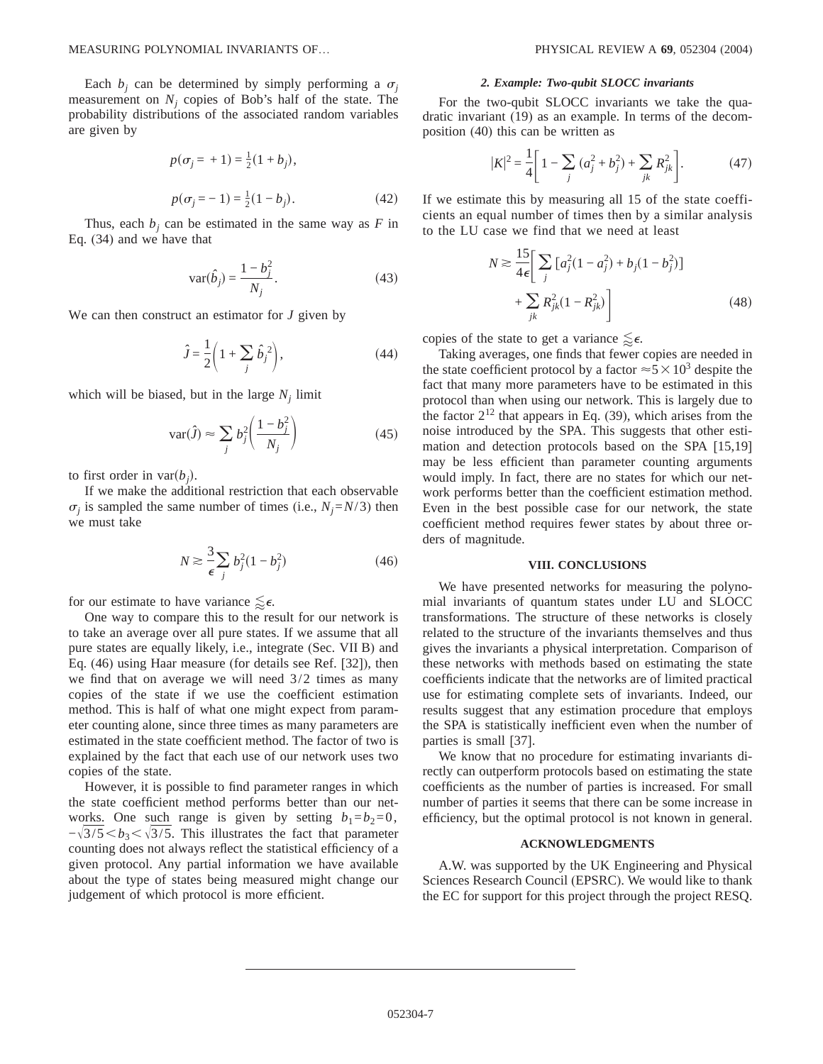Each $b_j$ can be determined by simply performing a $\sigma_j$ measurement on $N_j$ copies of Bob's half of the state. The probability distributions of the associated random variables are given by

$$p(\sigma_j = +1) = \tfrac{1}{2}(1 + b_j),$$

$$p(\sigma_j = -1) = \tfrac{1}{2}(1 - b_j). \tag{42}$$

Thus, each $b_j$ can be estimated in the same way as $F$ in Eq. (34) and we have that

$$\text{var}(\hat{b}_j) = \frac{1 - b_j^2}{N_j}. \tag{43}$$

We can then construct an estimator for $J$ given by

$$\hat{J} = \frac{1}{2}\left(1 + \sum_j \hat{b}_j^{\,2}\right), \tag{44}$$

which will be biased, but in the large $N_j$ limit

$$\text{var}(\hat{J}) \approx \sum_j b_j^2 \left(\frac{1 - b_j^2}{N_j}\right) \tag{45}$$

to first order in $\text{var}(b_j)$.

If we make the additional restriction that each observable $\sigma_j$ is sampled the same number of times (i.e., $N_j = N/3$) then we must take

$$N \gtrsim \frac{3}{\epsilon} \sum_j b_j^2 (1 - b_j^2) \tag{46}$$

for our estimate to have variance $\lesssim \epsilon$.

One way to compare this to the result for our network is to take an average over all pure states. If we assume that all pure states are equally likely, i.e., integrate (Sec. VII B) and Eq. (46) using Haar measure (for details see Ref. [32]), then we find that on average we will need $3/2$ times as many copies of the state if we use the coefficient estimation method. This is half of what one might expect from parameter counting alone, since three times as many parameters are estimated in the state coefficient method. The factor of two is explained by the fact that each use of our network uses two copies of the state.

However, it is possible to find parameter ranges in which the state coefficient method performs better than our networks. One such range is given by setting $b_1 = b_2 = 0$, $-\sqrt{3/5} < b_3 < \sqrt{3/5}$. This illustrates the fact that parameter counting does not always reflect the statistical efficiency of a given protocol. Any partial information we have available about the type of states being measured might change our judgement of which protocol is more efficient.

#### *2. Example: Two-qubit SLOCC invariants*

For the two-qubit SLOCC invariants we take the quadratic invariant (19) as an example. In terms of the decomposition (40) this can be written as

$$|K|^2 = \frac{1}{4}\left[1 - \sum_j (a_j^2 + b_j^2) + \sum_{jk} R_{jk}^2\right]. \tag{47}$$

If we estimate this by measuring all 15 of the state coefficients an equal number of times then by a similar analysis to the LU case we find that we need at least

$$N \gtrsim \frac{15}{4\epsilon}\left[\sum_j [a_j^2(1 - a_j^2) + b_j(1 - b_j^2)] + \sum_{jk} R_{jk}^2(1 - R_{jk}^2)\right] \tag{48}$$

copies of the state to get a variance $\lesssim \epsilon$.

Taking averages, one finds that fewer copies are needed in the state coefficient protocol by a factor $\approx 5 \times 10^3$ despite the fact that many more parameters have to be estimated in this protocol than when using our network. This is largely due to the factor $2^{12}$ that appears in Eq. (39), which arises from the noise introduced by the SPA. This suggests that other estimation and detection protocols based on the SPA [15,19] may be less efficient than parameter counting arguments would imply. In fact, there are no states for which our network performs better than the coefficient estimation method. Even in the best possible case for our network, the state coefficient method requires fewer states by about three orders of magnitude.

## VIII. CONCLUSIONS

We have presented networks for measuring the polynomial invariants of quantum states under LU and SLOCC transformations. The structure of these networks is closely related to the structure of the invariants themselves and thus gives the invariants a physical interpretation. Comparison of these networks with methods based on estimating the state coefficients indicate that the networks are of limited practical use for estimating complete sets of invariants. Indeed, our results suggest that any estimation procedure that employs the SPA is statistically inefficient even when the number of parties is small [37].

We know that no procedure for estimating invariants directly can outperform protocols based on estimating the state coefficients as the number of parties is increased. For small number of parties it seems that there can be some increase in efficiency, but the optimal protocol is not known in general.

## ACKNOWLEDGMENTS

A.W. was supported by the UK Engineering and Physical Sciences Research Council (EPSRC). We would like to thank the EC for support for this project through the project RESQ.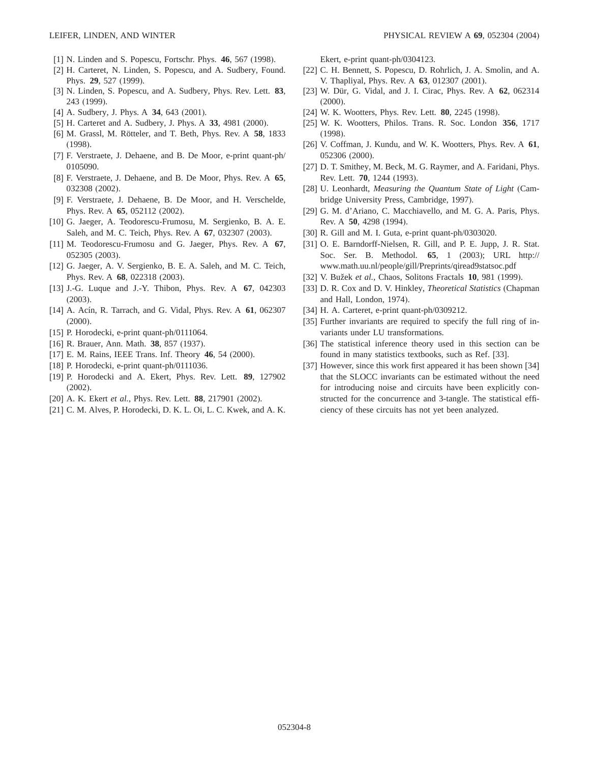[1] N. Linden and S. Popescu, Fortschr. Phys. **46**, 567 (1998).

[2] H. Carteret, N. Linden, S. Popescu, and A. Sudbery, Found. Phys. **29**, 527 (1999).

[3] N. Linden, S. Popescu, and A. Sudbery, Phys. Rev. Lett. **83**, 243 (1999).

[4] A. Sudbery, J. Phys. A **34**, 643 (2001).

[5] H. Carteret and A. Sudbery, J. Phys. A **33**, 4981 (2000).

[6] M. Grassl, M. Rötteler, and T. Beth, Phys. Rev. A **58**, 1833 (1998).

[7] F. Verstraete, J. Dehaene, and B. De Moor, e-print quant-ph/0105090.

[8] F. Verstraete, J. Dehaene, and B. De Moor, Phys. Rev. A **65**, 032308 (2002).

[9] F. Verstraete, J. Dehaene, B. De Moor, and H. Verschelde, Phys. Rev. A **65**, 052112 (2002).

[10] G. Jaeger, A. Teodorescu-Frumosu, M. Sergienko, B. A. E. Saleh, and M. C. Teich, Phys. Rev. A **67**, 032307 (2003).

[11] M. Teodorescu-Frumosu and G. Jaeger, Phys. Rev. A **67**, 052305 (2003).

[12] G. Jaeger, A. V. Sergienko, B. E. A. Saleh, and M. C. Teich, Phys. Rev. A **68**, 022318 (2003).

[13] J.-G. Luque and J.-Y. Thibon, Phys. Rev. A **67**, 042303 (2003).

[14] A. Acín, R. Tarrach, and G. Vidal, Phys. Rev. A **61**, 062307 (2000).

[15] P. Horodecki, e-print quant-ph/0111064.

[16] R. Brauer, Ann. Math. **38**, 857 (1937).

[17] E. M. Rains, IEEE Trans. Inf. Theory **46**, 54 (2000).

[18] P. Horodecki, e-print quant-ph/0111036.

[19] P. Horodecki and A. Ekert, Phys. Rev. Lett. **89**, 127902 (2002).

[20] A. K. Ekert *et al.*, Phys. Rev. Lett. **88**, 217901 (2002).

[21] C. M. Alves, P. Horodecki, D. K. L. Oi, L. C. Kwek, and A. K. Ekert, e-print quant-ph/0304123.

[22] C. H. Bennett, S. Popescu, D. Rohrlich, J. A. Smolin, and A. V. Thapliyal, Phys. Rev. A **63**, 012307 (2001).

[23] W. Dür, G. Vidal, and J. I. Cirac, Phys. Rev. A **62**, 062314 (2000).

[24] W. K. Wootters, Phys. Rev. Lett. **80**, 2245 (1998).

[25] W. K. Wootters, Philos. Trans. R. Soc. London **356**, 1717 (1998).

[26] V. Coffman, J. Kundu, and W. K. Wootters, Phys. Rev. A **61**, 052306 (2000).

[27] D. T. Smithey, M. Beck, M. G. Raymer, and A. Faridani, Phys. Rev. Lett. **70**, 1244 (1993).

[28] U. Leonhardt, *Measuring the Quantum State of Light* (Cambridge University Press, Cambridge, 1997).

[29] G. M. d'Ariano, C. Macchiavello, and M. G. A. Paris, Phys. Rev. A **50**, 4298 (1994).

[30] R. Gill and M. I. Guta, e-print quant-ph/0303020.

[31] O. E. Barndorff-Nielsen, R. Gill, and P. E. Jupp, J. R. Stat. Soc. Ser. B. Methodol. **65**, 1 (2003); URL http://www.math.uu.nl/people/gill/Preprints/qiread9statsoc.pdf

[32] V. Bužek *et al.*, Chaos, Solitons Fractals **10**, 981 (1999).

[33] D. R. Cox and D. V. Hinkley, *Theoretical Statistics* (Chapman and Hall, London, 1974).

[34] H. A. Carteret, e-print quant-ph/0309212.

[35] Further invariants are required to specify the full ring of invariants under LU transformations.

[36] The statistical inference theory used in this section can be found in many statistics textbooks, such as Ref. [33].

[37] However, since this work first appeared it has been shown [34] that the SLOCC invariants can be estimated without the need for introducing noise and circuits have been explicitly constructed for the concurrence and 3-tangle. The statistical efficiency of these circuits has not yet been analyzed.